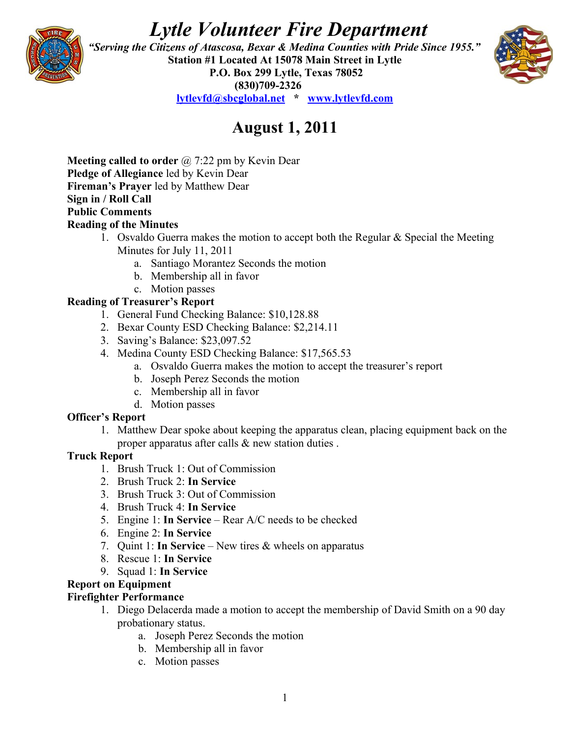# *Lytle Volunteer Fire Department*

***"Serving the Citizens of Atascosa, Bexar & Medina Counties with Pride Since 1955."***
**Station #1 Located At 15078 Main Street in Lytle**
**P.O. Box 299 Lytle, Texas 78052**
**(830)709-2326**
**lytlevfd@sbcglobal.net * www.lytlevfd.com**

## August 1, 2011

**Meeting called to order** @ 7:22 pm by Kevin Dear
**Pledge of Allegiance** led by Kevin Dear
**Fireman's Prayer** led by Matthew Dear
**Sign in / Roll Call**
**Public Comments**
**Reading of the Minutes**

1. Osvaldo Guerra makes the motion to accept both the Regular & Special the Meeting Minutes for July 11, 2011
   a. Santiago Morantez Seconds the motion
   b. Membership all in favor
   c. Motion passes

**Reading of Treasurer's Report**

1. General Fund Checking Balance: $10,128.88
2. Bexar County ESD Checking Balance: $2,214.11
3. Saving's Balance: $23,097.52
4. Medina County ESD Checking Balance: $17,565.53
   a. Osvaldo Guerra makes the motion to accept the treasurer's report
   b. Joseph Perez Seconds the motion
   c. Membership all in favor
   d. Motion passes

**Officer's Report**

1. Matthew Dear spoke about keeping the apparatus clean, placing equipment back on the proper apparatus after calls & new station duties .

**Truck Report**

1. Brush Truck 1: Out of Commission
2. Brush Truck 2: **In Service**
3. Brush Truck 3: Out of Commission
4. Brush Truck 4: **In Service**
5. Engine 1: **In Service** – Rear A/C needs to be checked
6. Engine 2: **In Service**
7. Quint 1: **In Service** – New tires & wheels on apparatus
8. Rescue 1: **In Service**
9. Squad 1: **In Service**

**Report on Equipment**
**Firefighter Performance**

1. Diego Delacerda made a motion to accept the membership of David Smith on a 90 day probationary status.
   a. Joseph Perez Seconds the motion
   b. Membership all in favor
   c. Motion passes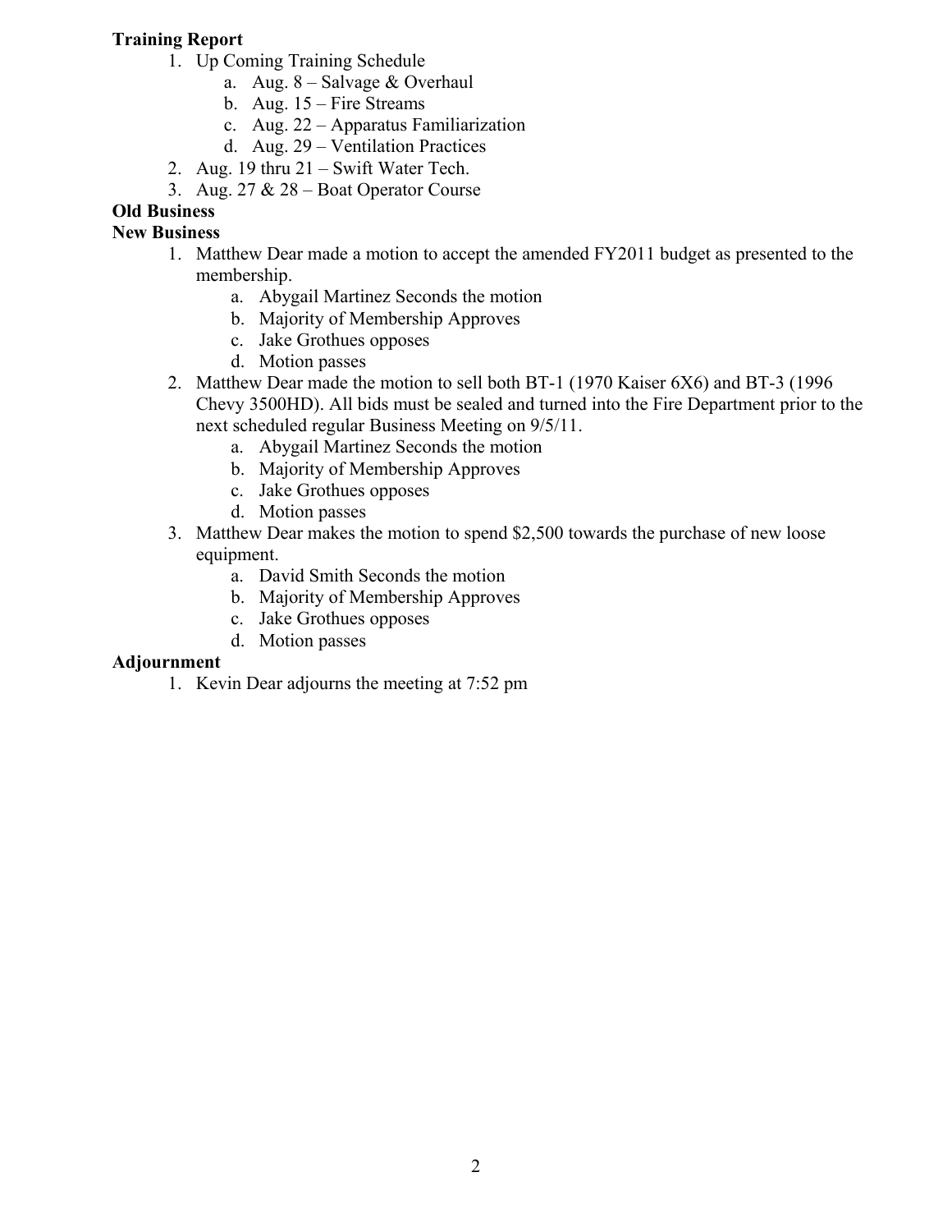**Training Report**

1. Up Coming Training Schedule
    a. Aug. 8 – Salvage & Overhaul
    b. Aug. 15 – Fire Streams
    c. Aug. 22 – Apparatus Familiarization
    d. Aug. 29 – Ventilation Practices
2. Aug. 19 thru 21 – Swift Water Tech.
3. Aug. 27 & 28 – Boat Operator Course

**Old Business**

**New Business**

1. Matthew Dear made a motion to accept the amended FY2011 budget as presented to the membership.
    a. Abygail Martinez Seconds the motion
    b. Majority of Membership Approves
    c. Jake Grothues opposes
    d. Motion passes
2. Matthew Dear made the motion to sell both BT-1 (1970 Kaiser 6X6) and BT-3 (1996 Chevy 3500HD). All bids must be sealed and turned into the Fire Department prior to the next scheduled regular Business Meeting on 9/5/11.
    a. Abygail Martinez Seconds the motion
    b. Majority of Membership Approves
    c. Jake Grothues opposes
    d. Motion passes
3. Matthew Dear makes the motion to spend $2,500 towards the purchase of new loose equipment.
    a. David Smith Seconds the motion
    b. Majority of Membership Approves
    c. Jake Grothues opposes
    d. Motion passes

**Adjournment**

1. Kevin Dear adjourns the meeting at 7:52 pm